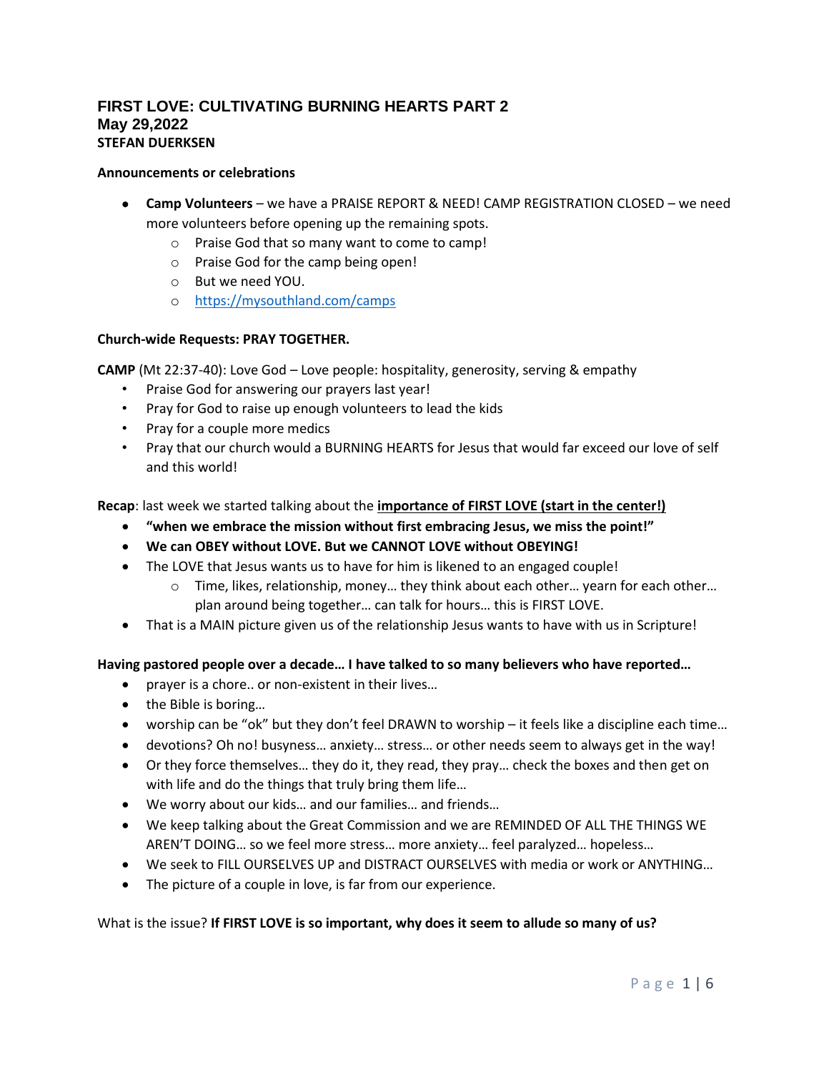# FIRST LOVE: CULTIVATING BURNING HEARTS PART 2
## May 29,2022
### STEFAN DUERKSEN

**Announcements or celebrations**

- **Camp Volunteers** – we have a PRAISE REPORT & NEED! CAMP REGISTRATION CLOSED – we need more volunteers before opening up the remaining spots.
  - Praise God that so many want to come to camp!
  - Praise God for the camp being open!
  - But we need YOU.
  - https://mysouthland.com/camps

**Church-wide Requests: PRAY TOGETHER.**

**CAMP** (Mt 22:37-40): Love God – Love people: hospitality, generosity, serving & empathy

- Praise God for answering our prayers last year!
- Pray for God to raise up enough volunteers to lead the kids
- Pray for a couple more medics
- Pray that our church would a BURNING HEARTS for Jesus that would far exceed our love of self and this world!

**Recap**: last week we started talking about the **<u>importance of FIRST LOVE (start in the center!)</u>**

- **"when we embrace the mission without first embracing Jesus, we miss the point!"**
- **We can OBEY without LOVE. But we CANNOT LOVE without OBEYING!**
- The LOVE that Jesus wants us to have for him is likened to an engaged couple!
  - Time, likes, relationship, money… they think about each other… yearn for each other… plan around being together… can talk for hours… this is FIRST LOVE.
- That is a MAIN picture given us of the relationship Jesus wants to have with us in Scripture!

**Having pastored people over a decade… I have talked to so many believers who have reported…**

- prayer is a chore.. or non-existent in their lives…
- the Bible is boring…
- worship can be "ok" but they don't feel DRAWN to worship – it feels like a discipline each time…
- devotions? Oh no! busyness… anxiety… stress… or other needs seem to always get in the way!
- Or they force themselves… they do it, they read, they pray… check the boxes and then get on with life and do the things that truly bring them life…
- We worry about our kids… and our families… and friends…
- We keep talking about the Great Commission and we are REMINDED OF ALL THE THINGS WE AREN'T DOING… so we feel more stress… more anxiety… feel paralyzed… hopeless…
- We seek to FILL OURSELVES UP and DISTRACT OURSELVES with media or work or ANYTHING…
- The picture of a couple in love, is far from our experience.

What is the issue? **If FIRST LOVE is so important, why does it seem to allude so many of us?**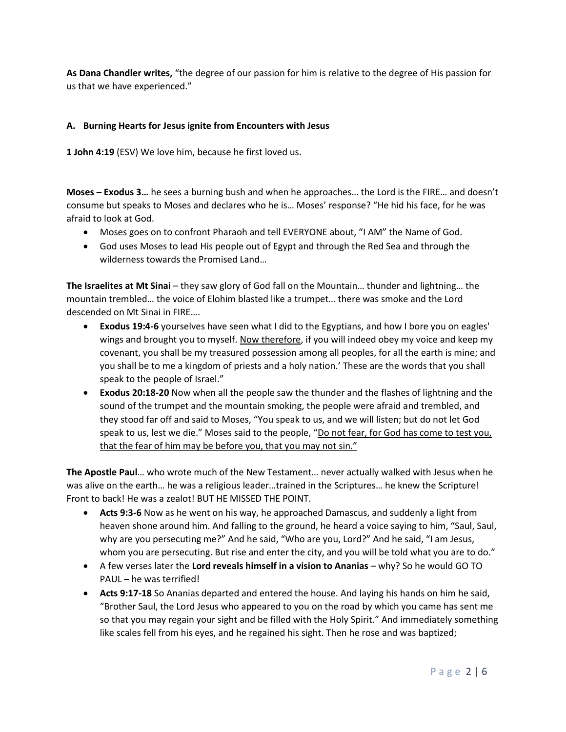**As Dana Chandler writes,** "the degree of our passion for him is relative to the degree of His passion for us that we have experienced."

**A. Burning Hearts for Jesus ignite from Encounters with Jesus**

**1 John 4:19** (ESV) We love him, because he first loved us.

**Moses – Exodus 3…** he sees a burning bush and when he approaches… the Lord is the FIRE… and doesn't consume but speaks to Moses and declares who he is… Moses' response? "He hid his face, for he was afraid to look at God.

- Moses goes on to confront Pharaoh and tell EVERYONE about, "I AM" the Name of God.
- God uses Moses to lead His people out of Egypt and through the Red Sea and through the wilderness towards the Promised Land…

**The Israelites at Mt Sinai** – they saw glory of God fall on the Mountain… thunder and lightning… the mountain trembled… the voice of Elohim blasted like a trumpet… there was smoke and the Lord descended on Mt Sinai in FIRE….

- **Exodus 19:4-6** yourselves have seen what I did to the Egyptians, and how I bore you on eagles' wings and brought you to myself. <u>Now therefore</u>, if you will indeed obey my voice and keep my covenant, you shall be my treasured possession among all peoples, for all the earth is mine; and you shall be to me a kingdom of priests and a holy nation.' These are the words that you shall speak to the people of Israel."
- **Exodus 20:18-20** Now when all the people saw the thunder and the flashes of lightning and the sound of the trumpet and the mountain smoking, the people were afraid and trembled, and they stood far off and said to Moses, "You speak to us, and we will listen; but do not let God speak to us, lest we die." Moses said to the people, "<u>Do not fear, for God has come to test you, that the fear of him may be before you, that you may not sin."</u>

**The Apostle Paul**… who wrote much of the New Testament… never actually walked with Jesus when he was alive on the earth… he was a religious leader…trained in the Scriptures… he knew the Scripture! Front to back! He was a zealot! BUT HE MISSED THE POINT.

- **Acts 9:3-6** Now as he went on his way, he approached Damascus, and suddenly a light from heaven shone around him. And falling to the ground, he heard a voice saying to him, "Saul, Saul, why are you persecuting me?" And he said, "Who are you, Lord?" And he said, "I am Jesus, whom you are persecuting. But rise and enter the city, and you will be told what you are to do."
- A few verses later the **Lord reveals himself in a vision to Ananias** – why? So he would GO TO PAUL – he was terrified!
- **Acts 9:17-18** So Ananias departed and entered the house. And laying his hands on him he said, "Brother Saul, the Lord Jesus who appeared to you on the road by which you came has sent me so that you may regain your sight and be filled with the Holy Spirit." And immediately something like scales fell from his eyes, and he regained his sight. Then he rose and was baptized;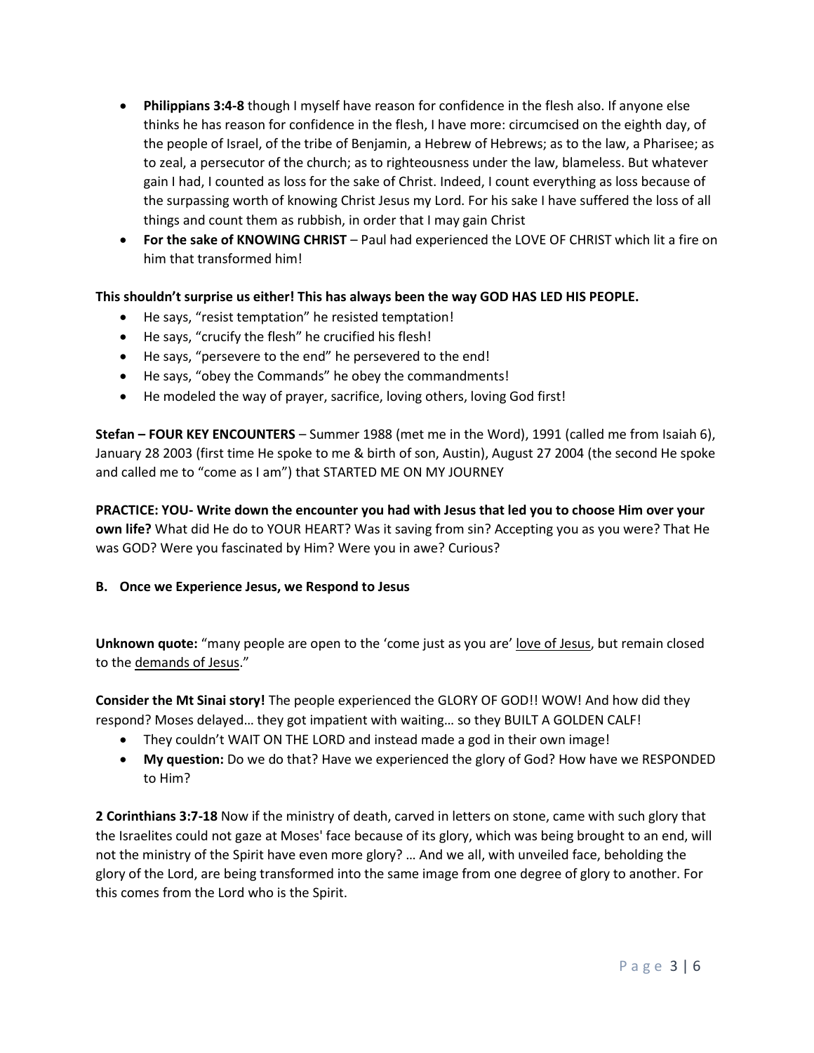- **Philippians 3:4-8** though I myself have reason for confidence in the flesh also. If anyone else thinks he has reason for confidence in the flesh, I have more: circumcised on the eighth day, of the people of Israel, of the tribe of Benjamin, a Hebrew of Hebrews; as to the law, a Pharisee; as to zeal, a persecutor of the church; as to righteousness under the law, blameless. But whatever gain I had, I counted as loss for the sake of Christ. Indeed, I count everything as loss because of the surpassing worth of knowing Christ Jesus my Lord. For his sake I have suffered the loss of all things and count them as rubbish, in order that I may gain Christ
- **For the sake of KNOWING CHRIST** – Paul had experienced the LOVE OF CHRIST which lit a fire on him that transformed him!

**This shouldn't surprise us either! This has always been the way GOD HAS LED HIS PEOPLE.**

- He says, "resist temptation" he resisted temptation!
- He says, "crucify the flesh" he crucified his flesh!
- He says, "persevere to the end" he persevered to the end!
- He says, "obey the Commands" he obey the commandments!
- He modeled the way of prayer, sacrifice, loving others, loving God first!

**Stefan – FOUR KEY ENCOUNTERS** – Summer 1988 (met me in the Word), 1991 (called me from Isaiah 6), January 28 2003 (first time He spoke to me & birth of son, Austin), August 27 2004 (the second He spoke and called me to "come as I am") that STARTED ME ON MY JOURNEY

**PRACTICE: YOU- Write down the encounter you had with Jesus that led you to choose Him over your own life?** What did He do to YOUR HEART? Was it saving from sin? Accepting you as you were? That He was GOD? Were you fascinated by Him? Were you in awe? Curious?

**B. Once we Experience Jesus, we Respond to Jesus**

**Unknown quote:** "many people are open to the 'come just as you are' <u>love of Jesus</u>, but remain closed to the <u>demands of Jesus</u>."

**Consider the Mt Sinai story!** The people experienced the GLORY OF GOD!! WOW! And how did they respond? Moses delayed… they got impatient with waiting… so they BUILT A GOLDEN CALF!

- They couldn't WAIT ON THE LORD and instead made a god in their own image!
- **My question:** Do we do that? Have we experienced the glory of God? How have we RESPONDED to Him?

**2 Corinthians 3:7-18** Now if the ministry of death, carved in letters on stone, came with such glory that the Israelites could not gaze at Moses' face because of its glory, which was being brought to an end, will not the ministry of the Spirit have even more glory? … And we all, with unveiled face, beholding the glory of the Lord, are being transformed into the same image from one degree of glory to another. For this comes from the Lord who is the Spirit.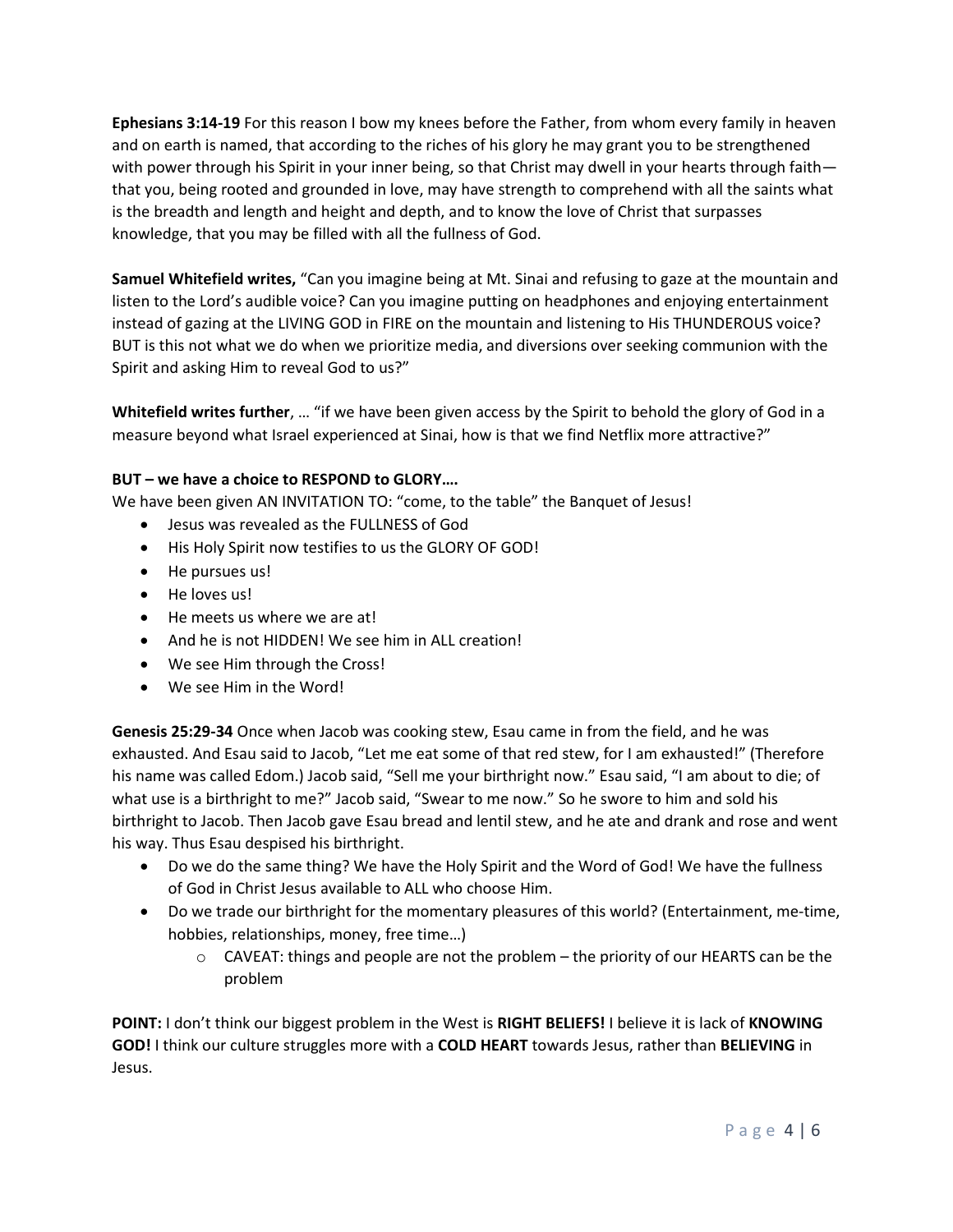**Ephesians 3:14-19** For this reason I bow my knees before the Father, from whom every family in heaven and on earth is named, that according to the riches of his glory he may grant you to be strengthened with power through his Spirit in your inner being, so that Christ may dwell in your hearts through faith—that you, being rooted and grounded in love, may have strength to comprehend with all the saints what is the breadth and length and height and depth, and to know the love of Christ that surpasses knowledge, that you may be filled with all the fullness of God.

**Samuel Whitefield writes,** "Can you imagine being at Mt. Sinai and refusing to gaze at the mountain and listen to the Lord's audible voice? Can you imagine putting on headphones and enjoying entertainment instead of gazing at the LIVING GOD in FIRE on the mountain and listening to His THUNDEROUS voice? BUT is this not what we do when we prioritize media, and diversions over seeking communion with the Spirit and asking Him to reveal God to us?"

**Whitefield writes further**, … "if we have been given access by the Spirit to behold the glory of God in a measure beyond what Israel experienced at Sinai, how is that we find Netflix more attractive?"

**BUT – we have a choice to RESPOND to GLORY….**

We have been given AN INVITATION TO: "come, to the table" the Banquet of Jesus!

- Jesus was revealed as the FULLNESS of God
- His Holy Spirit now testifies to us the GLORY OF GOD!
- He pursues us!
- He loves us!
- He meets us where we are at!
- And he is not HIDDEN! We see him in ALL creation!
- We see Him through the Cross!
- We see Him in the Word!

**Genesis 25:29-34** Once when Jacob was cooking stew, Esau came in from the field, and he was exhausted. And Esau said to Jacob, "Let me eat some of that red stew, for I am exhausted!" (Therefore his name was called Edom.) Jacob said, "Sell me your birthright now." Esau said, "I am about to die; of what use is a birthright to me?" Jacob said, "Swear to me now." So he swore to him and sold his birthright to Jacob. Then Jacob gave Esau bread and lentil stew, and he ate and drank and rose and went his way. Thus Esau despised his birthright.

- Do we do the same thing? We have the Holy Spirit and the Word of God! We have the fullness of God in Christ Jesus available to ALL who choose Him.
- Do we trade our birthright for the momentary pleasures of this world? (Entertainment, me-time, hobbies, relationships, money, free time…)
  - CAVEAT: things and people are not the problem – the priority of our HEARTS can be the problem

**POINT:** I don't think our biggest problem in the West is **RIGHT BELIEFS!** I believe it is lack of **KNOWING GOD!** I think our culture struggles more with a **COLD HEART** towards Jesus, rather than **BELIEVING** in Jesus.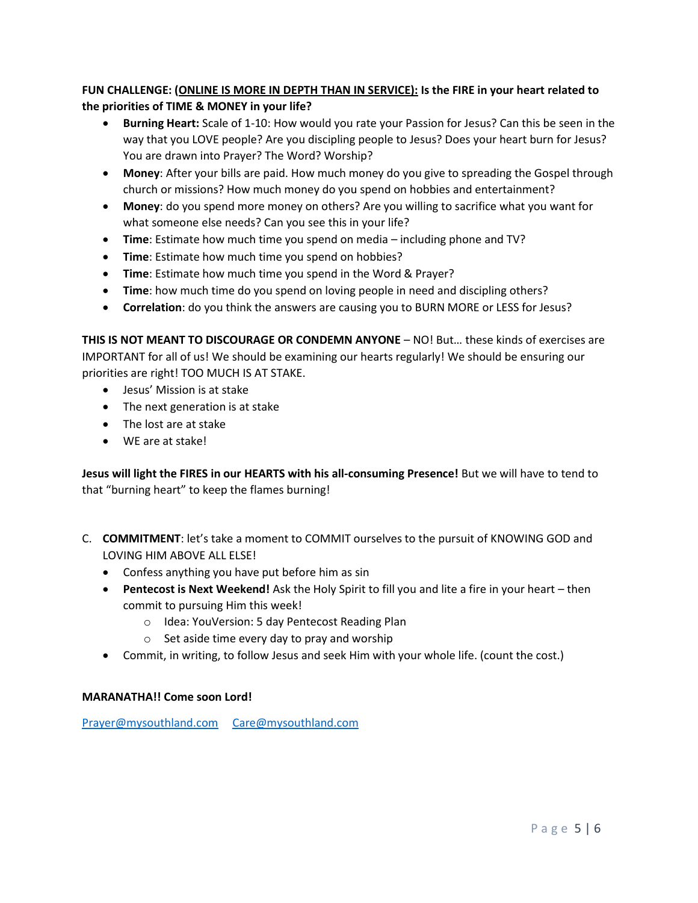**FUN CHALLENGE: (<u>ONLINE IS MORE IN DEPTH THAN IN SERVICE):</u> Is the FIRE in your heart related to the priorities of TIME & MONEY in your life?**

- **Burning Heart:** Scale of 1-10: How would you rate your Passion for Jesus? Can this be seen in the way that you LOVE people? Are you discipling people to Jesus? Does your heart burn for Jesus? You are drawn into Prayer? The Word? Worship?
- **Money**: After your bills are paid. How much money do you give to spreading the Gospel through church or missions? How much money do you spend on hobbies and entertainment?
- **Money**: do you spend more money on others? Are you willing to sacrifice what you want for what someone else needs? Can you see this in your life?
- **Time**: Estimate how much time you spend on media – including phone and TV?
- **Time**: Estimate how much time you spend on hobbies?
- **Time**: Estimate how much time you spend in the Word & Prayer?
- **Time**: how much time do you spend on loving people in need and discipling others?
- **Correlation**: do you think the answers are causing you to BURN MORE or LESS for Jesus?

**THIS IS NOT MEANT TO DISCOURAGE OR CONDEMN ANYONE** – NO! But… these kinds of exercises are IMPORTANT for all of us! We should be examining our hearts regularly! We should be ensuring our priorities are right! TOO MUCH IS AT STAKE.

- Jesus' Mission is at stake
- The next generation is at stake
- The lost are at stake
- WE are at stake!

**Jesus will light the FIRES in our HEARTS with his all-consuming Presence!** But we will have to tend to that "burning heart" to keep the flames burning!

C. **COMMITMENT**: let's take a moment to COMMIT ourselves to the pursuit of KNOWING GOD and LOVING HIM ABOVE ALL ELSE!
   - Confess anything you have put before him as sin
   - **Pentecost is Next Weekend!** Ask the Holy Spirit to fill you and lite a fire in your heart – then commit to pursuing Him this week!
     - Idea: YouVersion: 5 day Pentecost Reading Plan
     - Set aside time every day to pray and worship
   - Commit, in writing, to follow Jesus and seek Him with your whole life. (count the cost.)

**MARANATHA!! Come soon Lord!**

[Prayer@mysouthland.com](mailto:Prayer@mysouthland.com) [Care@mysouthland.com](mailto:Care@mysouthland.com)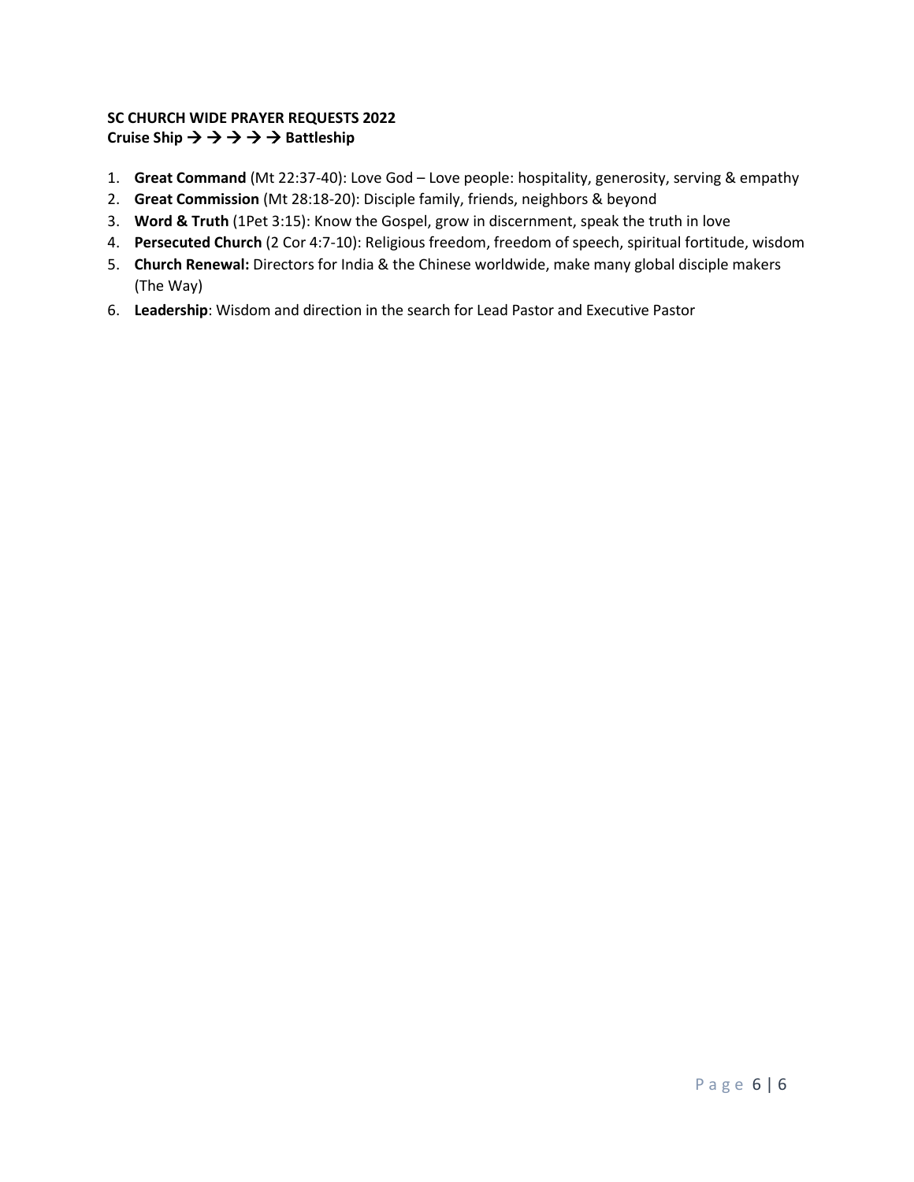**SC CHURCH WIDE PRAYER REQUESTS 2022**
**Cruise Ship → → → → → Battleship**

1. **Great Command** (Mt 22:37-40): Love God – Love people: hospitality, generosity, serving & empathy
2. **Great Commission** (Mt 28:18-20): Disciple family, friends, neighbors & beyond
3. **Word & Truth** (1Pet 3:15): Know the Gospel, grow in discernment, speak the truth in love
4. **Persecuted Church** (2 Cor 4:7-10): Religious freedom, freedom of speech, spiritual fortitude, wisdom
5. **Church Renewal:** Directors for India & the Chinese worldwide, make many global disciple makers (The Way)
6. **Leadership**: Wisdom and direction in the search for Lead Pastor and Executive Pastor